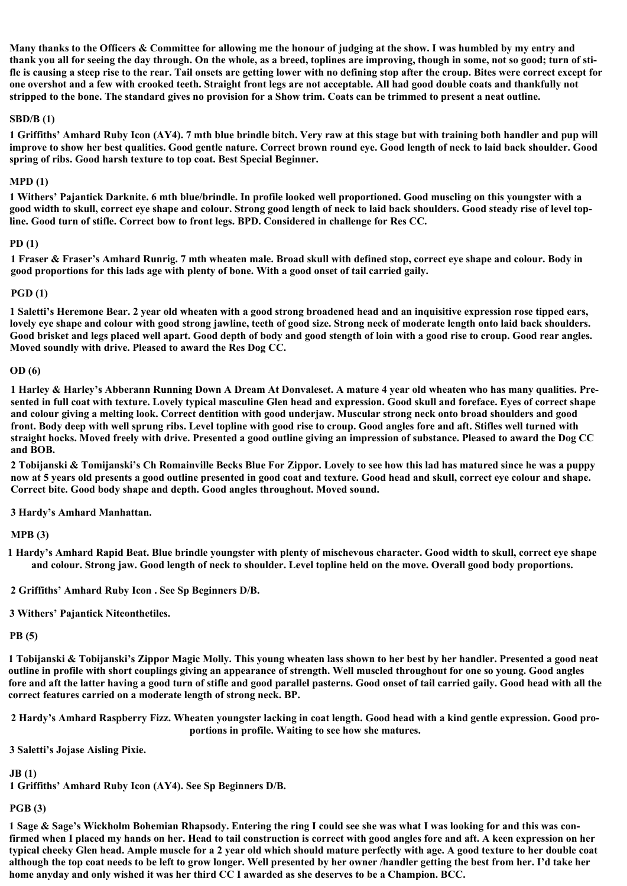**Many thanks to the Officers & Committee for allowing me the honour of judging at the show. I was humbled by my entry and thank you all for seeing the day through. On the whole, as a breed, toplines are improving, though in some, not so good; turn of stifle is causing a steep rise to the rear. Tail onsets are getting lower with no defining stop after the croup. Bites were correct except for one overshot and a few with crooked teeth. Straight front legs are not acceptable. All had good double coats and thankfully not stripped to the bone. The standard gives no provision for a Show trim. Coats can be trimmed to present a neat outline.**

**SBD/B (1)**

**1 Griffiths' Amhard Ruby Icon (AY4). 7 mth blue brindle bitch. Very raw at this stage but with training both handler and pup will improve to show her best qualities. Good gentle nature. Correct brown round eye. Good length of neck to laid back shoulder. Good spring of ribs. Good harsh texture to top coat. Best Special Beginner.**

**MPD (1)**

**1 Withers' Pajantick Darknite. 6 mth blue/brindle. In profile looked well proportioned. Good muscling on this youngster with a good width to skull, correct eye shape and colour. Strong good length of neck to laid back shoulders. Good steady rise of level topline. Good turn of stifle. Correct bow to front legs. BPD. Considered in challenge for Res CC.**

**PD (1)**

**1 Fraser & Fraser's Amhard Runrig. 7 mth wheaten male. Broad skull with defined stop, correct eye shape and colour. Body in good proportions for this lads age with plenty of bone. With a good onset of tail carried gaily.**

**PGD (1)**

**1 Saletti's Heremone Bear. 2 year old wheaten with a good strong broadened head and an inquisitive expression rose tipped ears, lovely eye shape and colour with good strong jawline, teeth of good size. Strong neck of moderate length onto laid back shoulders. Good brisket and legs placed well apart. Good depth of body and good stength of loin with a good rise to croup. Good rear angles. Moved soundly with drive. Pleased to award the Res Dog CC.**

**OD (6)**

**1 Harley & Harley's Abberann Running Down A Dream At Donvaleset. A mature 4 year old wheaten who has many qualities. Presented in full coat with texture. Lovely typical masculine Glen head and expression. Good skull and foreface. Eyes of correct shape and colour giving a melting look. Correct dentition with good underjaw. Muscular strong neck onto broad shoulders and good front. Body deep with well sprung ribs. Level topline with good rise to croup. Good angles fore and aft. Stifles well turned with straight hocks. Moved freely with drive. Presented a good outline giving an impression of substance. Pleased to award the Dog CC and BOB.**

**2 Tobijanski & Tomijanski's Ch Romainville Becks Blue For Zippor. Lovely to see how this lad has matured since he was a puppy now at 5 years old presents a good outline presented in good coat and texture. Good head and skull, correct eye colour and shape. Correct bite. Good body shape and depth. Good angles throughout. Moved sound.**

**3 Hardy's Amhard Manhattan.**

**MPB (3)**

**1 Hardy's Amhard Rapid Beat. Blue brindle youngster with plenty of mischevous character. Good width to skull, correct eye shape and colour. Strong jaw. Good length of neck to shoulder. Level topline held on the move. Overall good body proportions.**

**2 Griffiths' Amhard Ruby Icon . See Sp Beginners D/B.**

**3 Withers' Pajantick Niteonthetiles.**

**PB (5)**

**1 Tobijanski & Tobijanski's Zippor Magic Molly. This young wheaten lass shown to her best by her handler. Presented a good neat outline in profile with short couplings giving an appearance of strength. Well muscled throughout for one so young. Good angles fore and aft the latter having a good turn of stifle and good parallel pasterns. Good onset of tail carried gaily. Good head with all the correct features carried on a moderate length of strong neck. BP.**

**2 Hardy's Amhard Raspberry Fizz. Wheaten youngster lacking in coat length. Good head with a kind gentle expression. Good proportions in profile. Waiting to see how she matures.**

**3 Saletti's Jojase Aisling Pixie.**

**JB (1)**

**1 Griffiths' Amhard Ruby Icon (AY4). See Sp Beginners D/B.**

**PGB (3)**

**1 Sage & Sage's Wickholm Bohemian Rhapsody. Entering the ring I could see she was what I was looking for and this was confirmed when I placed my hands on her. Head to tail construction is correct with good angles fore and aft. A keen expression on her typical cheeky Glen head. Ample muscle for a 2 year old which should mature perfectly with age. A good texture to her double coat although the top coat needs to be left to grow longer. Well presented by her owner /handler getting the best from her. I'd take her home anyday and only wished it was her third CC I awarded as she deserves to be a Champion. BCC.**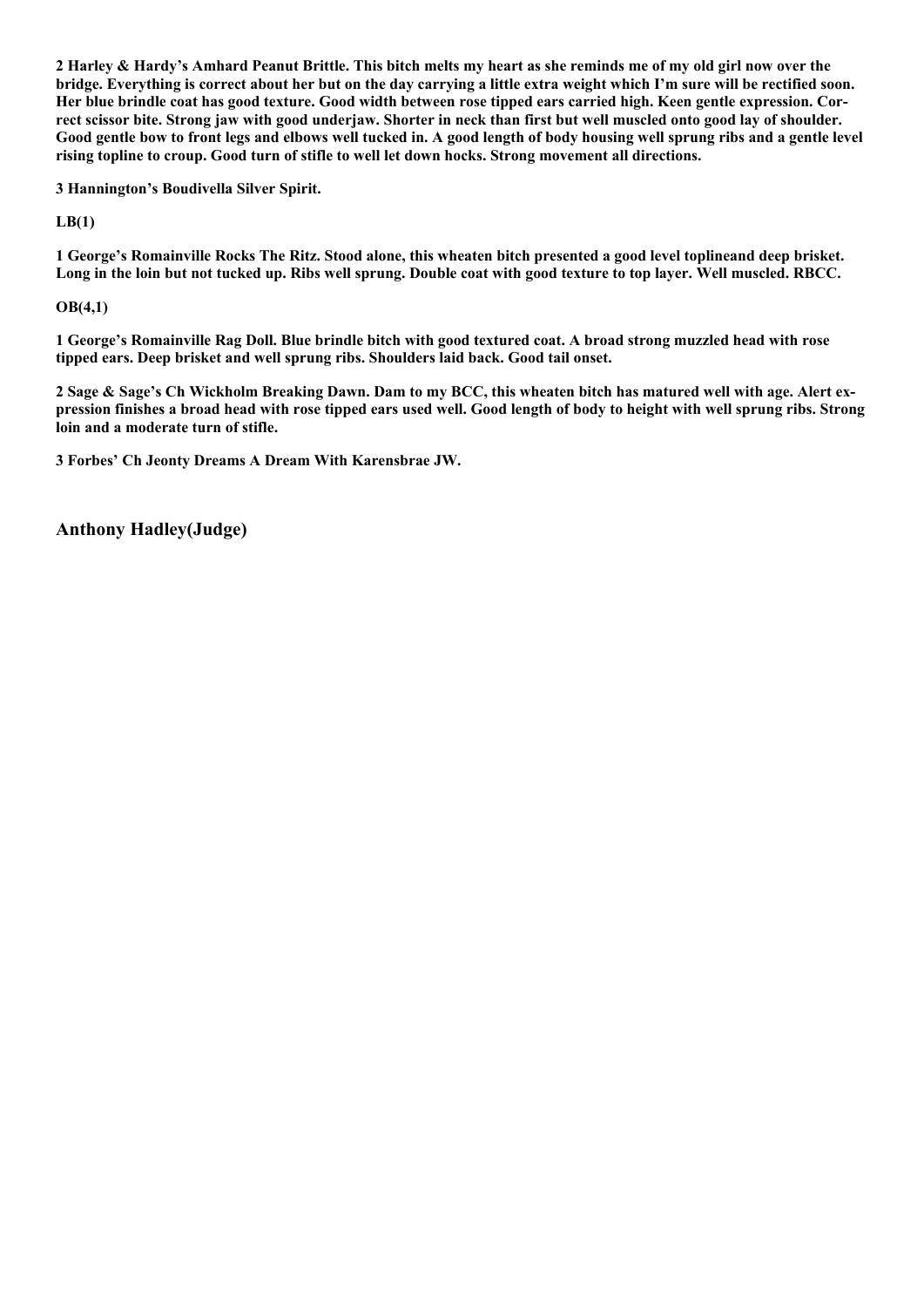**2 Harley & Hardy's Amhard Peanut Brittle. This bitch melts my heart as she reminds me of my old girl now over the bridge. Everything is correct about her but on the day carrying a little extra weight which I'm sure will be rectified soon. Her blue brindle coat has good texture. Good width between rose tipped ears carried high. Keen gentle expression. Correct scissor bite. Strong jaw with good underjaw. Shorter in neck than first but well muscled onto good lay of shoulder. Good gentle bow to front legs and elbows well tucked in. A good length of body housing well sprung ribs and a gentle level rising topline to croup. Good turn of stifle to well let down hocks. Strong movement all directions.**

**3 Hannington's Boudivella Silver Spirit.**

**LB(1)**

**1 George's Romainville Rocks The Ritz. Stood alone, this wheaten bitch presented a good level toplineand deep brisket. Long in the loin but not tucked up. Ribs well sprung. Double coat with good texture to top layer. Well muscled. RBCC.**

**OB(4,1)**

**1 George's Romainville Rag Doll. Blue brindle bitch with good textured coat. A broad strong muzzled head with rose tipped ears. Deep brisket and well sprung ribs. Shoulders laid back. Good tail onset.**

**2 Sage & Sage's Ch Wickholm Breaking Dawn. Dam to my BCC, this wheaten bitch has matured well with age. Alert expression finishes a broad head with rose tipped ears used well. Good length of body to height with well sprung ribs. Strong loin and a moderate turn of stifle.**

**3 Forbes' Ch Jeonty Dreams A Dream With Karensbrae JW.**

**Anthony Hadley(Judge)**